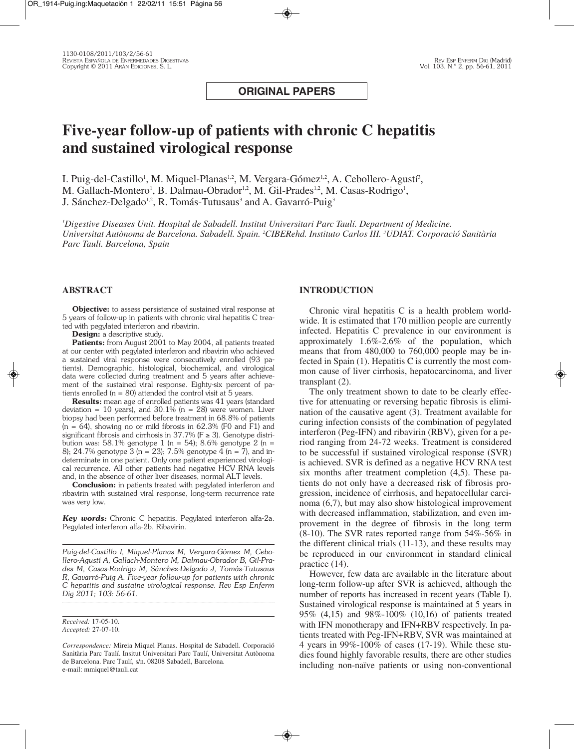**ORIGINAL PAPERS**

# Five-year follow-up of patients with chronic C hepatitis and sustained virological response

I. Puig-del-Castillo[1], M. Miquel-Planas[1,2], M. Vergara-Gómez[1,2], A. Cebollero-Agustí[3], M. Gallach-Montero[1], B. Dalmau-Obrador[1,2], M. Gil-Prades[1,2], M. Casas-Rodrigo[1], J. Sánchez-Delgado[1,2], R. Tomás-Tutusaus[3] and A. Gavarró-Puig[3]

*[1]Digestive Diseases Unit. Hospital de Sabadell. Institut Universitari Parc Taulí. Department of Medicine. Universitat Autònoma de Barcelona. Sabadell. Spain. [2]CIBERehd. Instituto Carlos III. [3]UDIAT. Corporació Sanitària Parc Tauli. Barcelona, Spain*

## ABSTRACT

**Objective:** to assess persistence of sustained viral response at 5 years of follow-up in patients with chronic viral hepatitis C treated with pegylated interferon and ribavirin.

**Design:** a descriptive study.

**Patients:** from August 2001 to May 2004, all patients treated at our center with pegylated interferon and ribavirin who achieved a sustained viral response were consecutively enrolled (93 patients). Demographic, histological, biochemical, and virological data were collected during treatment and 5 years after achievement of the sustained viral response. Eighty-six percent of patients enrolled (n = 80) attended the control visit at 5 years.

**Results:** mean age of enrolled patients was 41 years (standard deviation = 10 years), and 30.1% (n = 28) were women. Liver biopsy had been performed before treatment in 68.8% of patients (n = 64), showing no or mild fibrosis in 62.3% (F0 and F1) and significant fibrosis and cirrhosis in 37.7% (F ≥ 3). Genotype distribution was: 58.1% genotype 1 (n = 54); 8.6% genotype 2 (n = 8); 24.7% genotype 3 (n = 23); 7.5% genotype 4 (n = 7), and indeterminate in one patient. Only one patient experienced virological recurrence. All other patients had negative HCV RNA levels and, in the absence of other liver diseases, normal ALT levels.

**Conclusion:** in patients treated with pegylated interferon and ribavirin with sustained viral response, long-term recurrence rate was very low.

***Key words:*** Chronic C hepatitis. Pegylated interferon alfa-2a. Pegylated interferon alfa-2b. Ribavirin.

*Puig-del-Castillo I, Miquel-Planas M, Vergara-Gómez M, Cebollero-Agustí A, Gallach-Montero M, Dalmau-Obrador B, Gil-Prades M, Casas-Rodrigo M, Sánchez-Delgado J, Tomás-Tutusaus R, Gavarró-Puig A. Five-year follow-up for patients with chronic C hepatitis and sustaine virological response. Rev Esp Enferm Dig 2011; 103: 56-61.*

*Received:* 17-05-10.
*Accepted:* 27-07-10.

*Correspondence:* Mireia Miquel Planas. Hospital de Sabadell. Corporació Sanitària Parc Taulí. Insitut Universitari Parc Taulí, Universitat Autònoma de Barcelona. Parc Taulí, s/n. 08208 Sabadell, Barcelona. e-mail: mmiquel@tauli.cat

## INTRODUCTION

Chronic viral hepatitis C is a health problem worldwide. It is estimated that 170 million people are currently infected. Hepatitis C prevalence in our environment is approximately 1.6%-2.6% of the population, which means that from 480,000 to 760,000 people may be infected in Spain (1). Hepatitis C is currently the most common cause of liver cirrhosis, hepatocarcinoma, and liver transplant (2).

The only treatment shown to date to be clearly effective for attenuating or reversing hepatic fibrosis is elimination of the causative agent (3). Treatment available for curing infection consists of the combination of pegylated interferon (Peg-IFN) and ribavirin (RBV), given for a period ranging from 24-72 weeks. Treatment is considered to be successful if sustained virological response (SVR) is achieved. SVR is defined as a negative HCV RNA test six months after treatment completion (4,5). These patients do not only have a decreased risk of fibrosis progression, incidence of cirrhosis, and hepatocellular carcinoma (6,7), but may also show histological improvement with decreased inflammation, stabilization, and even improvement in the degree of fibrosis in the long term (8-10). The SVR rates reported range from 54%-56% in the different clinical trials (11-13), and these results may be reproduced in our environment in standard clinical practice (14).

However, few data are available in the literature about long-term follow-up after SVR is achieved, although the number of reports has increased in recent years (Table I). Sustained virological response is maintained at 5 years in 95% (4,15) and 98%-100% (10,16) of patients treated with IFN monotherapy and IFN+RBV respectively. In patients treated with Peg-IFN+RBV, SVR was maintained at 4 years in 99%-100% of cases (17-19). While these studies found highly favorable results, there are other studies including non-naïve patients or using non-conventional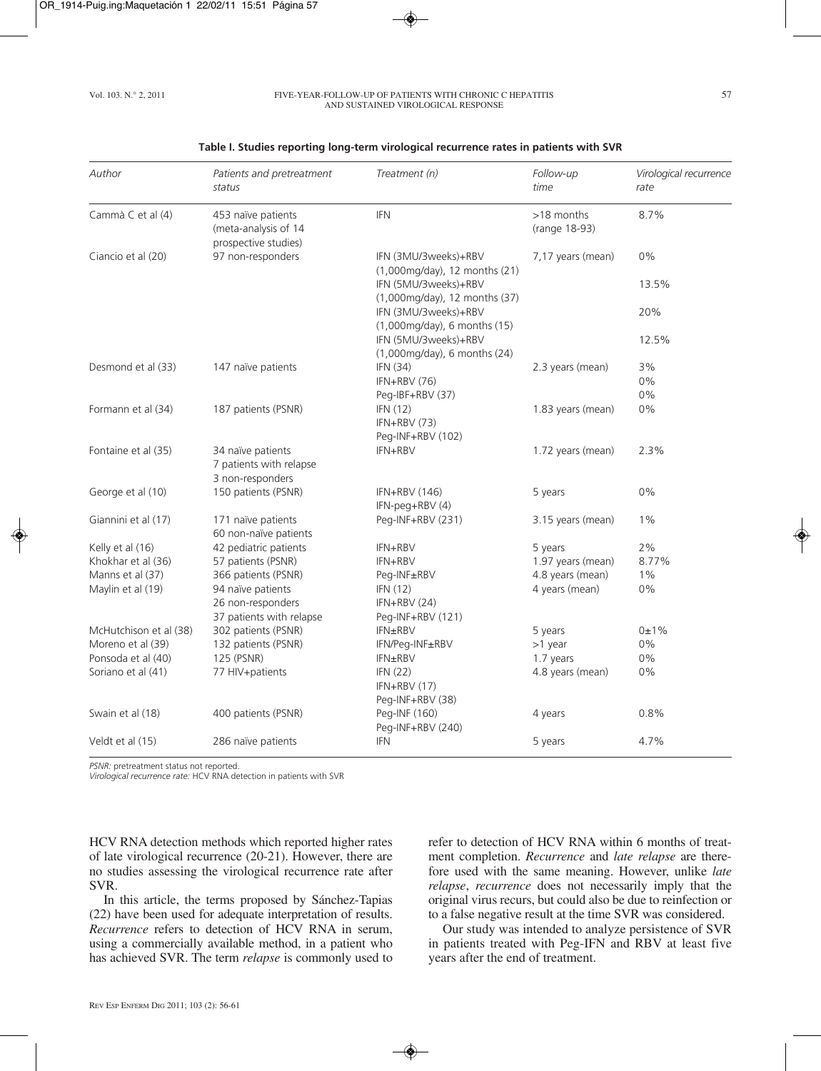**Table I. Studies reporting long-term virological recurrence rates in patients with SVR**

| *Author* | *Patients and pretreatment status* | *Treatment (n)* | *Follow-up time* | *Virological recurrence rate* |
|---|---|---|---|---|
| Cammà C et al (4) | 453 naïve patients (meta-analysis of 14 prospective studies) | IFN | >18 months (range 18-93) | 8.7% |
| Ciancio et al (20) | 97 non-responders | IFN (3MU/3weeks)+RBV (1,000mg/day), 12 months (21) | 7,17 years (mean) | 0% |
| | | IFN (5MU/3weeks)+RBV (1,000mg/day), 12 months (37) | | 13.5% |
| | | IFN (3MU/3weeks)+RBV (1,000mg/day), 6 months (15) | | 20% |
| | | IFN (5MU/3weeks)+RBV (1,000mg/day), 6 months (24) | | 12.5% |
| Desmond et al (33) | 147 naïve patients | IFN (34) | 2.3 years (mean) | 3% |
| | | IFN+RBV (76) | | 0% |
| | | Peg-IBF+RBV (37) | | 0% |
| Formann et al (34) | 187 patients (PSNR) | IFN (12)<br>IFN+RBV (73)<br>Peg-INF+RBV (102) | 1.83 years (mean) | 0% |
| Fontaine et al (35) | 34 naïve patients<br>7 patients with relapse<br>3 non-responders | IFN+RBV | 1.72 years (mean) | 2.3% |
| George et al (10) | 150 patients (PSNR) | IFN+RBV (146)<br>IFN-peg+RBV (4) | 5 years | 0% |
| Giannini et al (17) | 171 naïve patients<br>60 non-naïve patients | Peg-INF+RBV (231) | 3.15 years (mean) | 1% |
| Kelly et al (16) | 42 pediatric patients | IFN+RBV | 5 years | 2% |
| Khokhar et al (36) | 57 patients (PSNR) | IFN+RBV | 1.97 years (mean) | 8.77% |
| Manns et al (37) | 366 patients (PSNR) | Peg-INF±RBV | 4.8 years (mean) | 1% |
| Maylin et al (19) | 94 naïve patients<br>26 non-responders<br>37 patients with relapse | IFN (12)<br>IFN+RBV (24)<br>Peg-INF+RBV (121) | 4 years (mean) | 0% |
| McHutchison et al (38) | 302 patients (PSNR) | IFN±RBV | 5 years | 0±1% |
| Moreno et al (39) | 132 patients (PSNR) | IFN/Peg-INF±RBV | >1 year | 0% |
| Ponsoda et al (40) | 125 (PSNR) | IFN±RBV | 1.7 years | 0% |
| Soriano et al (41) | 77 HIV+patients | IFN (22)<br>IFN+RBV (17)<br>Peg-INF+RBV (38) | 4.8 years (mean) | 0% |
| Swain et al (18) | 400 patients (PSNR) | Peg-INF (160)<br>Peg-INF+RBV (240) | 4 years | 0.8% |
| Veldt et al (15) | 286 naïve patients | IFN | 5 years | 4.7% |

*PSNR:* pretreatment status not reported.
*Virological recurrence rate:* HCV RNA detection in patients with SVR

HCV RNA detection methods which reported higher rates of late virological recurrence (20-21). However, there are no studies assessing the virological recurrence rate after SVR.

In this article, the terms proposed by Sánchez-Tapias (22) have been used for adequate interpretation of results. *Recurrence* refers to detection of HCV RNA in serum, using a commercially available method, in a patient who has achieved SVR. The term *relapse* is commonly used to refer to detection of HCV RNA within 6 months of treatment completion. *Recurrence* and *late relapse* are therefore used with the same meaning. However, unlike *late relapse*, *recurrence* does not necessarily imply that the original virus recurs, but could also be due to reinfection or to a false negative result at the time SVR was considered.

Our study was intended to analyze persistence of SVR in patients treated with Peg-IFN and RBV at least five years after the end of treatment.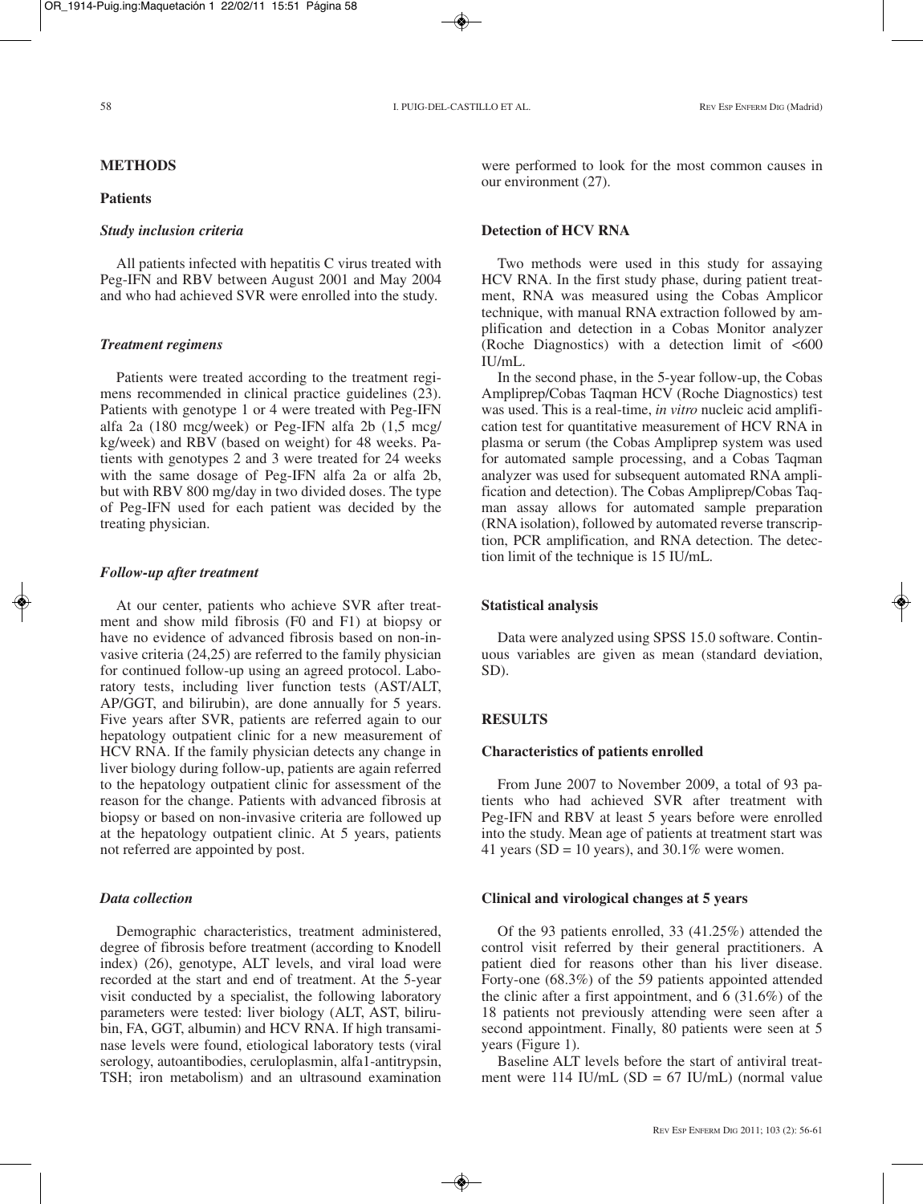## METHODS

### Patients

#### *Study inclusion criteria*

All patients infected with hepatitis C virus treated with Peg-IFN and RBV between August 2001 and May 2004 and who had achieved SVR were enrolled into the study.

#### *Treatment regimens*

Patients were treated according to the treatment regimens recommended in clinical practice guidelines (23). Patients with genotype 1 or 4 were treated with Peg-IFN alfa 2a (180 mcg/week) or Peg-IFN alfa 2b (1,5 mcg/kg/week) and RBV (based on weight) for 48 weeks. Patients with genotypes 2 and 3 were treated for 24 weeks with the same dosage of Peg-IFN alfa 2a or alfa 2b, but with RBV 800 mg/day in two divided doses. The type of Peg-IFN used for each patient was decided by the treating physician.

#### *Follow-up after treatment*

At our center, patients who achieve SVR after treatment and show mild fibrosis (F0 and F1) at biopsy or have no evidence of advanced fibrosis based on non-invasive criteria (24,25) are referred to the family physician for continued follow-up using an agreed protocol. Laboratory tests, including liver function tests (AST/ALT, AP/GGT, and bilirubin), are done annually for 5 years. Five years after SVR, patients are referred again to our hepatology outpatient clinic for a new measurement of HCV RNA. If the family physician detects any change in liver biology during follow-up, patients are again referred to the hepatology outpatient clinic for assessment of the reason for the change. Patients with advanced fibrosis at biopsy or based on non-invasive criteria are followed up at the hepatology outpatient clinic. At 5 years, patients not referred are appointed by post.

#### *Data collection*

Demographic characteristics, treatment administered, degree of fibrosis before treatment (according to Knodell index) (26), genotype, ALT levels, and viral load were recorded at the start and end of treatment. At the 5-year visit conducted by a specialist, the following laboratory parameters were tested: liver biology (ALT, AST, bilirubin, FA, GGT, albumin) and HCV RNA. If high transaminase levels were found, etiological laboratory tests (viral serology, autoantibodies, ceruloplasmin, alfa1-antitrypsin, TSH; iron metabolism) and an ultrasound examination were performed to look for the most common causes in our environment (27).

### Detection of HCV RNA

Two methods were used in this study for assaying HCV RNA. In the first study phase, during patient treatment, RNA was measured using the Cobas Amplicor technique, with manual RNA extraction followed by amplification and detection in a Cobas Monitor analyzer (Roche Diagnostics) with a detection limit of <600 IU/mL.

In the second phase, in the 5-year follow-up, the Cobas Ampliprep/Cobas Taqman HCV (Roche Diagnostics) test was used. This is a real-time, *in vitro* nucleic acid amplification test for quantitative measurement of HCV RNA in plasma or serum (the Cobas Ampliprep system was used for automated sample processing, and a Cobas Taqman analyzer was used for subsequent automated RNA amplification and detection). The Cobas Ampliprep/Cobas Taqman assay allows for automated sample preparation (RNA isolation), followed by automated reverse transcription, PCR amplification, and RNA detection. The detection limit of the technique is 15 IU/mL.

### Statistical analysis

Data were analyzed using SPSS 15.0 software. Continuous variables are given as mean (standard deviation, SD).

## RESULTS

### Characteristics of patients enrolled

From June 2007 to November 2009, a total of 93 patients who had achieved SVR after treatment with Peg-IFN and RBV at least 5 years before were enrolled into the study. Mean age of patients at treatment start was 41 years (SD = 10 years), and 30.1% were women.

### Clinical and virological changes at 5 years

Of the 93 patients enrolled, 33 (41.25%) attended the control visit referred by their general practitioners. A patient died for reasons other than his liver disease. Forty-one (68.3%) of the 59 patients appointed attended the clinic after a first appointment, and 6 (31.6%) of the 18 patients not previously attending were seen after a second appointment. Finally, 80 patients were seen at 5 years (Figure 1).

Baseline ALT levels before the start of antiviral treatment were 114 IU/mL (SD = 67 IU/mL) (normal value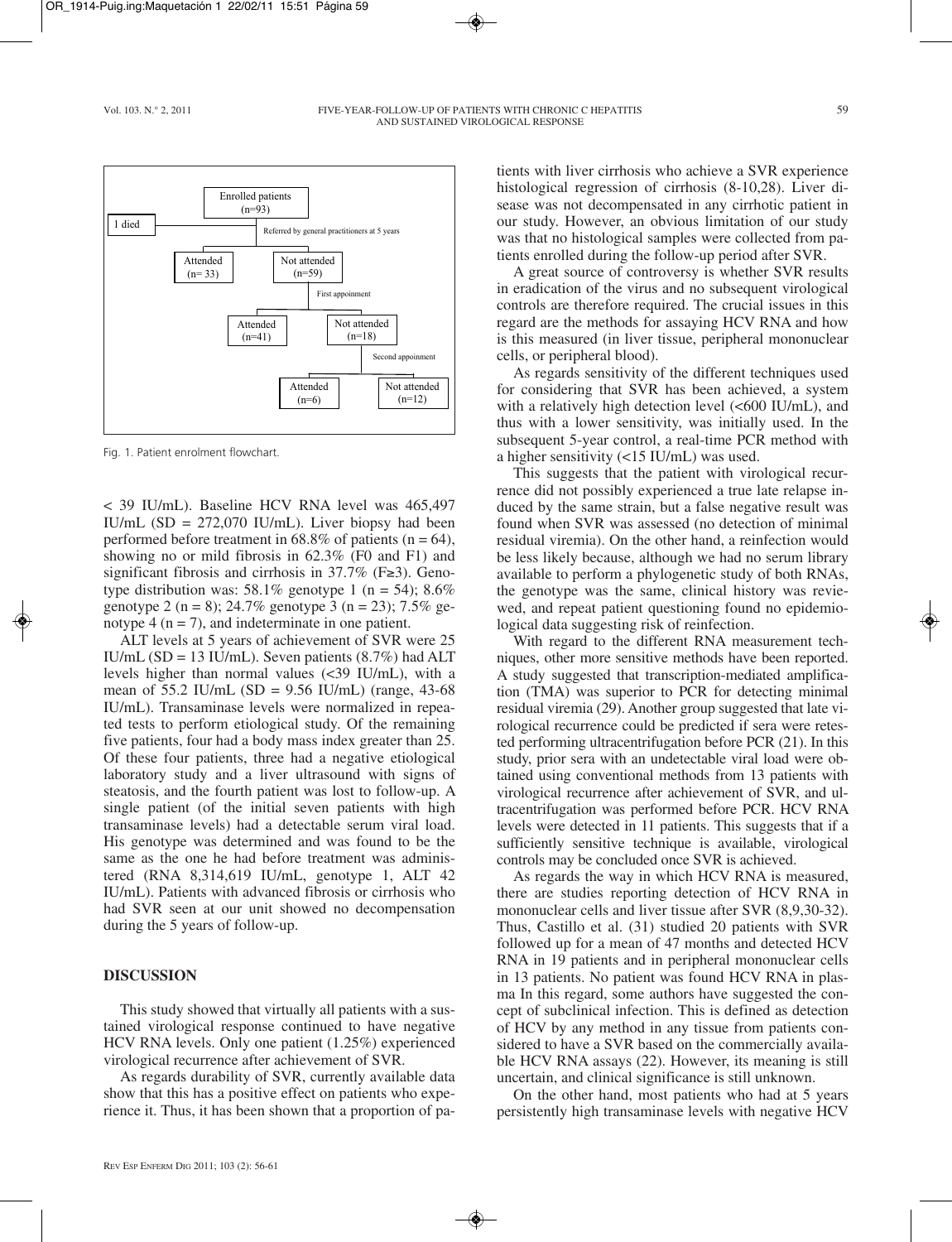Enrolled patients (n=93)

1 died

Referred by general practitioners at 5 years

Attended (n= 33) | Not attended (n=59)

First appoinment

Attended (n=41) | Not attended (n=18)

Second appoinment

Attended (n=6) | Not attended (n=12)

Fig. 1. Patient enrolment flowchart.

< 39 IU/mL). Baseline HCV RNA level was 465,497 IU/mL (SD = 272,070 IU/mL). Liver biopsy had been performed before treatment in 68.8% of patients (n = 64), showing no or mild fibrosis in 62.3% (F0 and F1) and significant fibrosis and cirrhosis in 37.7% (F≥3). Genotype distribution was: 58.1% genotype 1 (n = 54); 8.6% genotype 2 (n = 8); 24.7% genotype 3 (n = 23); 7.5% genotype 4 (n = 7), and indeterminate in one patient.

ALT levels at 5 years of achievement of SVR were 25 IU/mL (SD = 13 IU/mL). Seven patients (8.7%) had ALT levels higher than normal values (<39 IU/mL), with a mean of 55.2 IU/mL (SD = 9.56 IU/mL) (range, 43-68 IU/mL). Transaminase levels were normalized in repeated tests to perform etiological study. Of the remaining five patients, four had a body mass index greater than 25. Of these four patients, three had a negative etiological laboratory study and a liver ultrasound with signs of steatosis, and the fourth patient was lost to follow-up. A single patient (of the initial seven patients with high transaminase levels) had a detectable serum viral load. His genotype was determined and was found to be the same as the one he had before treatment was administered (RNA 8,314,619 IU/mL, genotype 1, ALT 42 IU/mL). Patients with advanced fibrosis or cirrhosis who had SVR seen at our unit showed no decompensation during the 5 years of follow-up.

## DISCUSSION

This study showed that virtually all patients with a sustained virological response continued to have negative HCV RNA levels. Only one patient (1.25%) experienced virological recurrence after achievement of SVR.

As regards durability of SVR, currently available data show that this has a positive effect on patients who experience it. Thus, it has been shown that a proportion of patients with liver cirrhosis who achieve a SVR experience histological regression of cirrhosis (8-10,28). Liver disease was not decompensated in any cirrhotic patient in our study. However, an obvious limitation of our study was that no histological samples were collected from patients enrolled during the follow-up period after SVR.

A great source of controversy is whether SVR results in eradication of the virus and no subsequent virological controls are therefore required. The crucial issues in this regard are the methods for assaying HCV RNA and how is this measured (in liver tissue, peripheral mononuclear cells, or peripheral blood).

As regards sensitivity of the different techniques used for considering that SVR has been achieved, a system with a relatively high detection level (<600 IU/mL), and thus with a lower sensitivity, was initially used. In the subsequent 5-year control, a real-time PCR method with a higher sensitivity (<15 IU/mL) was used.

This suggests that the patient with virological recurrence did not possibly experienced a true late relapse induced by the same strain, but a false negative result was found when SVR was assessed (no detection of minimal residual viremia). On the other hand, a reinfection would be less likely because, although we had no serum library available to perform a phylogenetic study of both RNAs, the genotype was the same, clinical history was reviewed, and repeat patient questioning found no epidemiological data suggesting risk of reinfection.

With regard to the different RNA measurement techniques, other more sensitive methods have been reported. A study suggested that transcription-mediated amplification (TMA) was superior to PCR for detecting minimal residual viremia (29). Another group suggested that late virological recurrence could be predicted if sera were retested performing ultracentrifugation before PCR (21). In this study, prior sera with an undetectable viral load were obtained using conventional methods from 13 patients with virological recurrence after achievement of SVR, and ultracentrifugation was performed before PCR. HCV RNA levels were detected in 11 patients. This suggests that if a sufficiently sensitive technique is available, virological controls may be concluded once SVR is achieved.

As regards the way in which HCV RNA is measured, there are studies reporting detection of HCV RNA in mononuclear cells and liver tissue after SVR (8,9,30-32). Thus, Castillo et al. (31) studied 20 patients with SVR followed up for a mean of 47 months and detected HCV RNA in 19 patients and in peripheral mononuclear cells in 13 patients. No patient was found HCV RNA in plasma In this regard, some authors have suggested the concept of subclinical infection. This is defined as detection of HCV by any method in any tissue from patients considered to have a SVR based on the commercially available HCV RNA assays (22). However, its meaning is still uncertain, and clinical significance is still unknown.

On the other hand, most patients who had at 5 years persistently high transaminase levels with negative HCV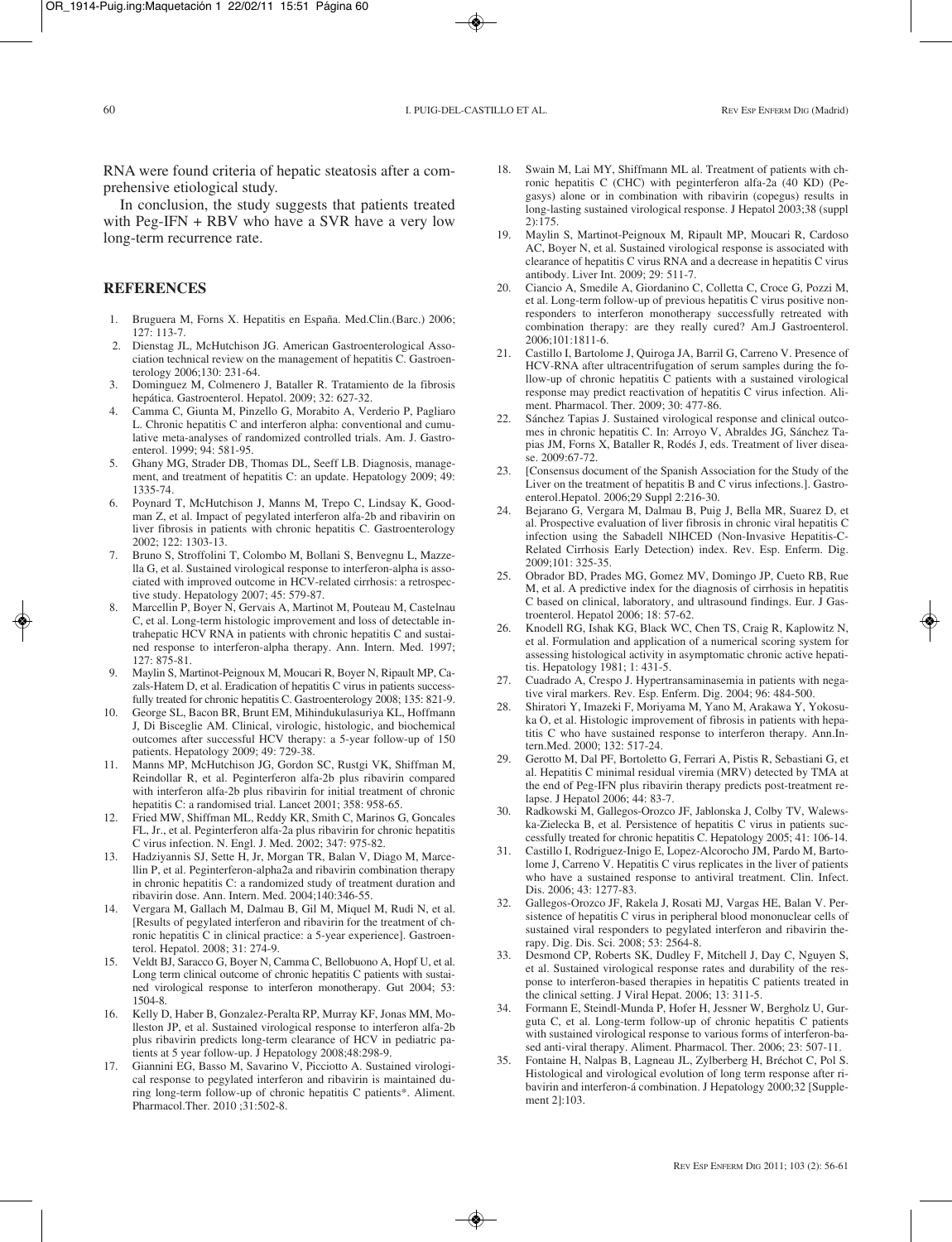RNA were found criteria of hepatic steatosis after a comprehensive etiological study.

In conclusion, the study suggests that patients treated with Peg-IFN + RBV who have a SVR have a very low long-term recurrence rate.

## REFERENCES

1. Bruguera M, Forns X. Hepatitis en España. Med.Clin.(Barc.) 2006; 127: 113-7.
2. Dienstag JL, McHutchison JG. American Gastroenterological Association technical review on the management of hepatitis C. Gastroenterology 2006;130: 231-64.
3. Dominguez M, Colmenero J, Bataller R. Tratamiento de la fibrosis hepática. Gastroenterol. Hepatol. 2009; 32: 627-32.
4. Camma C, Giunta M, Pinzello G, Morabito A, Verderio P, Pagliaro L. Chronic hepatitis C and interferon alpha: conventional and cumulative meta-analyses of randomized controlled trials. Am. J. Gastroenterol. 1999; 94: 581-95.
5. Ghany MG, Strader DB, Thomas DL, Seeff LB. Diagnosis, management, and treatment of hepatitis C: an update. Hepatology 2009; 49: 1335-74.
6. Poynard T, McHutchison J, Manns M, Trepo C, Lindsay K, Goodman Z, et al. Impact of pegylated interferon alfa-2b and ribavirin on liver fibrosis in patients with chronic hepatitis C. Gastroenterology 2002; 122: 1303-13.
7. Bruno S, Stroffolini T, Colombo M, Bollani S, Benvegnu L, Mazzella G, et al. Sustained virological response to interferon-alpha is associated with improved outcome in HCV-related cirrhosis: a retrospective study. Hepatology 2007; 45: 579-87.
8. Marcellin P, Boyer N, Gervais A, Martinot M, Pouteau M, Castelnau C, et al. Long-term histologic improvement and loss of detectable intrahepatic HCV RNA in patients with chronic hepatitis C and sustained response to interferon-alpha therapy. Ann. Intern. Med. 1997; 127: 875-81.
9. Maylin S, Martinot-Peignoux M, Moucari R, Boyer N, Ripault MP, Cazals-Hatem D, et al. Eradication of hepatitis C virus in patients successfully treated for chronic hepatitis C. Gastroenterology 2008; 135: 821-9.
10. George SL, Bacon BR, Brunt EM, Mihindukulasuriya KL, Hoffmann J, Di Bisceglie AM. Clinical, virologic, histologic, and biochemical outcomes after successful HCV therapy: a 5-year follow-up of 150 patients. Hepatology 2009; 49: 729-38.
11. Manns MP, McHutchison JG, Gordon SC, Rustgi VK, Shiffman M, Reindollar R, et al. Peginterferon alfa-2b plus ribavirin compared with interferon alfa-2b plus ribavirin for initial treatment of chronic hepatitis C: a randomised trial. Lancet 2001; 358: 958-65.
12. Fried MW, Shiffman ML, Reddy KR, Smith C, Marinos G, Goncales FL, Jr., et al. Peginterferon alfa-2a plus ribavirin for chronic hepatitis C virus infection. N. Engl. J. Med. 2002; 347: 975-82.
13. Hadziyannis SJ, Sette H, Jr, Morgan TR, Balan V, Diago M, Marcellin P, et al. Peginterferon-alpha2a and ribavirin combination therapy in chronic hepatitis C: a randomized study of treatment duration and ribavirin dose. Ann. Intern. Med. 2004;140:346-55.
14. Vergara M, Gallach M, Dalmau B, Gil M, Miquel M, Rudi N, et al. [Results of pegylated interferon and ribavirin for the treatment of chronic hepatitis C in clinical practice: a 5-year experience]. Gastroenterol. Hepatol. 2008; 31: 274-9.
15. Veldt BJ, Saracco G, Boyer N, Camma C, Bellobuono A, Hopf U, et al. Long term clinical outcome of chronic hepatitis C patients with sustained virological response to interferon monotherapy. Gut 2004; 53: 1504-8.
16. Kelly D, Haber B, Gonzalez-Peralta RP, Murray KF, Jonas MM, Molleston JP, et al. Sustained virological response to interferon alfa-2b plus ribavirin predicts long-term clearance of HCV in pediatric patients at 5 year follow-up. J Hepatology 2008;48:298-9.
17. Giannini EG, Basso M, Savarino V, Picciotto A. Sustained virological response to pegylated interferon and ribavirin is maintained during long-term follow-up of chronic hepatitis C patients*. Aliment. Pharmacol.Ther. 2010 ;31:502-8.
18. Swain M, Lai MY, Shiffmann ML al. Treatment of patients with chronic hepatitis C (CHC) with peginterferon alfa-2a (40 KD) (Pegasys) alone or in combination with ribavirin (copegus) results in long-lasting sustained virological response. J Hepatol 2003;38 (suppl 2):175.
19. Maylin S, Martinot-Peignoux M, Ripault MP, Moucari R, Cardoso AC, Boyer N, et al. Sustained virological response is associated with clearance of hepatitis C virus RNA and a decrease in hepatitis C virus antibody. Liver Int. 2009; 29: 511-7.
20. Ciancio A, Smedile A, Giordanino C, Colletta C, Croce G, Pozzi M, et al. Long-term follow-up of previous hepatitis C virus positive nonresponders to interferon monotherapy successfully retreated with combination therapy: are they really cured? Am.J Gastroenterol. 2006;101:1811-6.
21. Castillo I, Bartolome J, Quiroga JA, Barril G, Carreno V. Presence of HCV-RNA after ultracentrifugation of serum samples during the follow-up of chronic hepatitis C patients with a sustained virological response may predict reactivation of hepatitis C virus infection. Aliment. Pharmacol. Ther. 2009; 30: 477-86.
22. Sánchez Tapias J. Sustained virological response and clinical outcomes in chronic hepatitis C. In: Arroyo V, Abraldes JG, Sánchez Tapias JM, Forns X, Bataller R, Rodés J, eds. Treatment of liver disease. 2009:67-72.
23. [Consensus document of the Spanish Association for the Study of the Liver on the treatment of hepatitis B and C virus infections.]. Gastroenterol.Hepatol. 2006;29 Suppl 2:216-30.
24. Bejarano G, Vergara M, Dalmau B, Puig J, Bella MR, Suarez D, et al. Prospective evaluation of liver fibrosis in chronic viral hepatitis C infection using the Sabadell NIHCED (Non-Invasive Hepatitis-C-Related Cirrhosis Early Detection) index. Rev. Esp. Enferm. Dig. 2009;101: 325-35.
25. Obrador BD, Prades MG, Gomez MV, Domingo JP, Cueto RB, Rue M, et al. A predictive index for the diagnosis of cirrhosis in hepatitis C based on clinical, laboratory, and ultrasound findings. Eur. J Gastroenterol. Hepatol 2006; 18: 57-62.
26. Knodell RG, Ishak KG, Black WC, Chen TS, Craig R, Kaplowitz N, et al. Formulation and application of a numerical scoring system for assessing histological activity in asymptomatic chronic active hepatitis. Hepatology 1981; 1: 431-5.
27. Cuadrado A, Crespo J. Hypertransaminasemia in patients with negative viral markers. Rev. Esp. Enferm. Dig. 2004; 96: 484-500.
28. Shiratori Y, Imazeki F, Moriyama M, Yano M, Arakawa Y, Yokosuka O, et al. Histologic improvement of fibrosis in patients with hepatitis C who have sustained response to interferon therapy. Ann.Intern.Med. 2000; 132: 517-24.
29. Gerotto M, Dal PF, Bortoletto G, Ferrari A, Pistis R, Sebastiani G, et al. Hepatitis C minimal residual viremia (MRV) detected by TMA at the end of Peg-IFN plus ribavirin therapy predicts post-treatment relapse. J Hepatol 2006; 44: 83-7.
30. Radkowski M, Gallegos-Orozco JF, Jablonska J, Colby TV, Walewska-Zielecka B, et al. Persistence of hepatitis C virus in patients successfully treated for chronic hepatitis C. Hepatology 2005; 41: 106-14.
31. Castillo I, Rodriguez-Inigo E, Lopez-Alcorocho JM, Pardo M, Bartolome J, Carreno V. Hepatitis C virus replicates in the liver of patients who have a sustained response to antiviral treatment. Clin. Infect. Dis. 2006; 43: 1277-83.
32. Gallegos-Orozco JF, Rakela J, Rosati MJ, Vargas HE, Balan V. Persistence of hepatitis C virus in peripheral blood mononuclear cells of sustained viral responders to pegylated interferon and ribavirin therapy. Dig. Dis. Sci. 2008; 53: 2564-8.
33. Desmond CP, Roberts SK, Dudley F, Mitchell J, Day C, Nguyen S, et al. Sustained virological response rates and durability of the response to interferon-based therapies in hepatitis C patients treated in the clinical setting. J Viral Hepat. 2006; 13: 311-5.
34. Formann E, Steindl-Munda P, Hofer H, Jessner W, Bergholz U, Gurguta C, et al. Long-term follow-up of chronic hepatitis C patients with sustained virological response to various forms of interferon-based anti-viral therapy. Aliment. Pharmacol. Ther. 2006; 23: 507-11.
35. Fontaine H, Nalpas B, Lagneau JL, Zylberberg H, Bréchot C, Pol S. Histological and virological evolution of long term response after ribavirin and interferon-á combination. J Hepatology 2000;32 [Supplement 2]:103.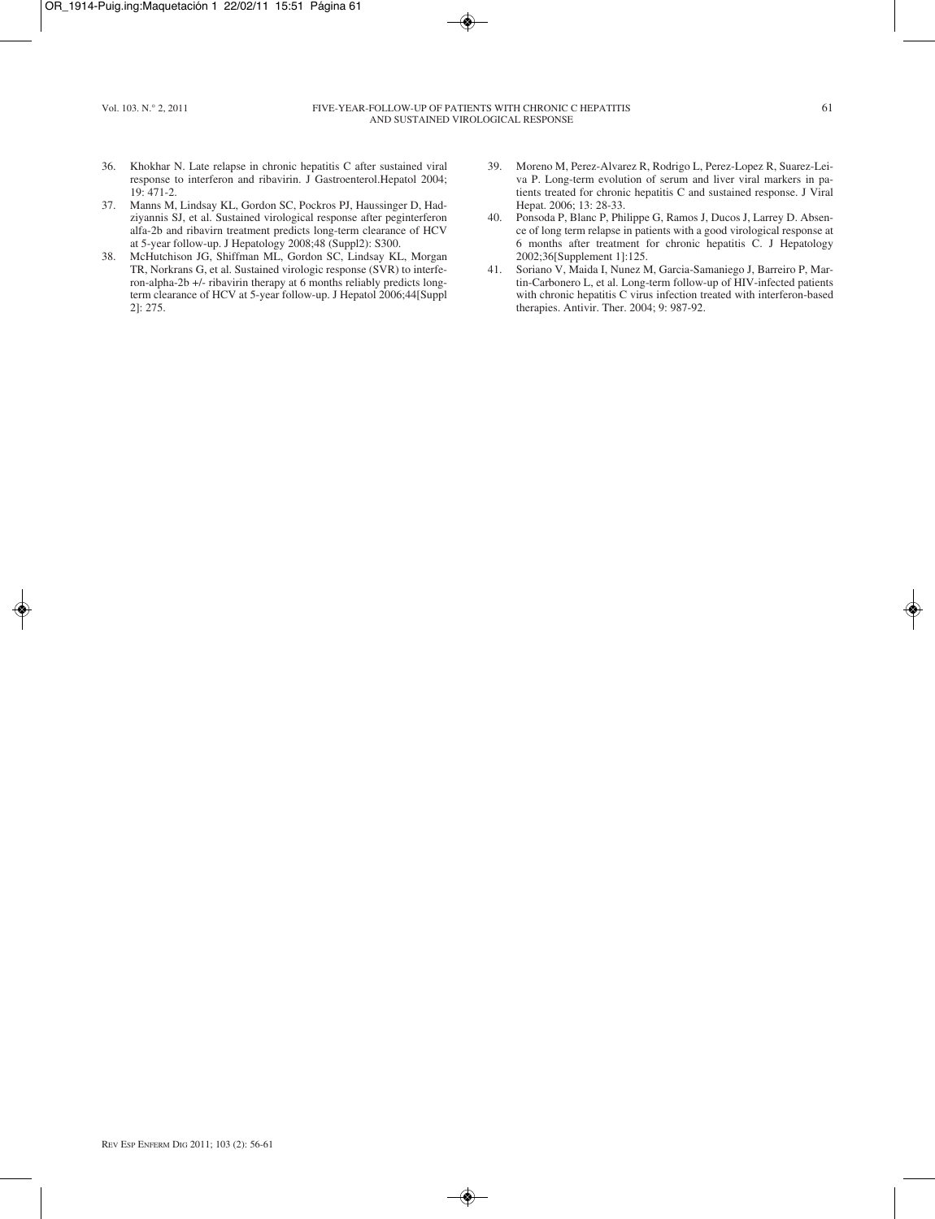36. Khokhar N. Late relapse in chronic hepatitis C after sustained viral response to interferon and ribavirin. J Gastroenterol.Hepatol 2004; 19: 471-2.
37. Manns M, Lindsay KL, Gordon SC, Pockros PJ, Haussinger D, Hadziyannis SJ, et al. Sustained virological response after peginterferon alfa-2b and ribavirn treatment predicts long-term clearance of HCV at 5-year follow-up. J Hepatology 2008;48 (Suppl2): S300.
38. McHutchison JG, Shiffman ML, Gordon SC, Lindsay KL, Morgan TR, Norkrans G, et al. Sustained virologic response (SVR) to interferon-alpha-2b +/- ribavirin therapy at 6 months reliably predicts long-term clearance of HCV at 5-year follow-up. J Hepatol 2006;44[Suppl 2]: 275.
39. Moreno M, Perez-Alvarez R, Rodrigo L, Perez-Lopez R, Suarez-Leiva P. Long-term evolution of serum and liver viral markers in patients treated for chronic hepatitis C and sustained response. J Viral Hepat. 2006; 13: 28-33.
40. Ponsoda P, Blanc P, Philippe G, Ramos J, Ducos J, Larrey D. Absence of long term relapse in patients with a good virological response at 6 months after treatment for chronic hepatitis C. J Hepatology 2002;36[Supplement 1]:125.
41. Soriano V, Maida I, Nunez M, Garcia-Samaniego J, Barreiro P, Martin-Carbonero L, et al. Long-term follow-up of HIV-infected patients with chronic hepatitis C virus infection treated with interferon-based therapies. Antivir. Ther. 2004; 9: 987-92.